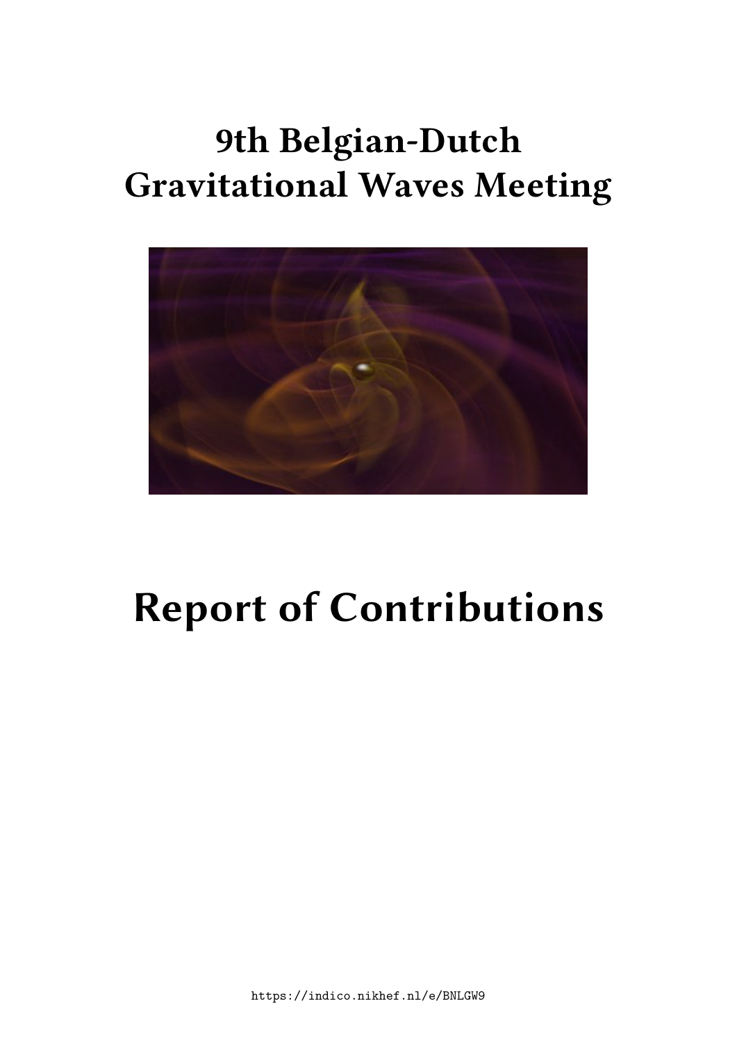# 9th Belgian-Dutch Gravitational Waves Meeting

# Report of Contributions

https://indico.nikhef.nl/e/BNLGW9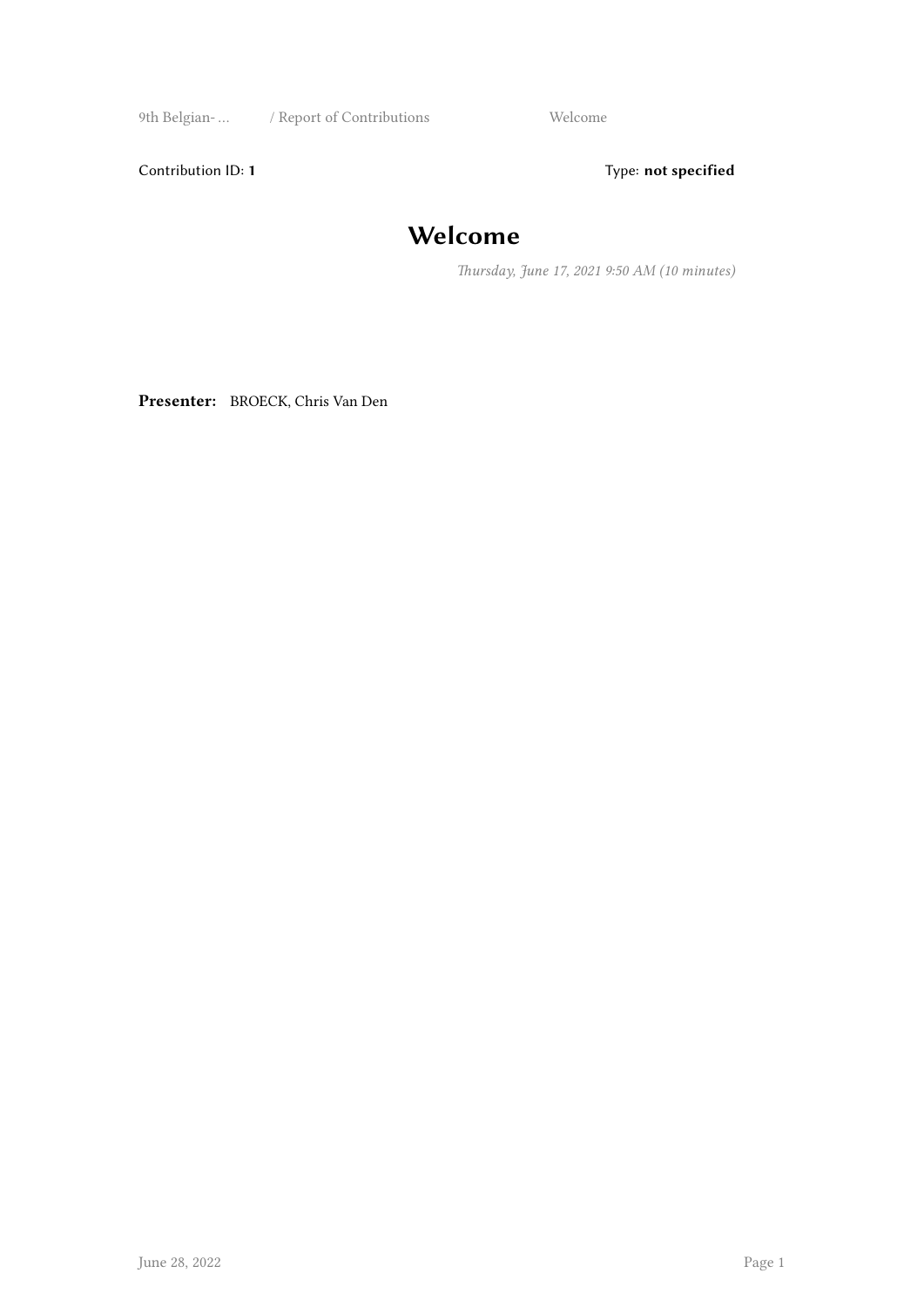Contribution ID: **1**

Type: **not specified**

# Welcome

*Thursday, June 17, 2021 9:50 AM (10 minutes)*

**Presenter:** BROECK, Chris Van Den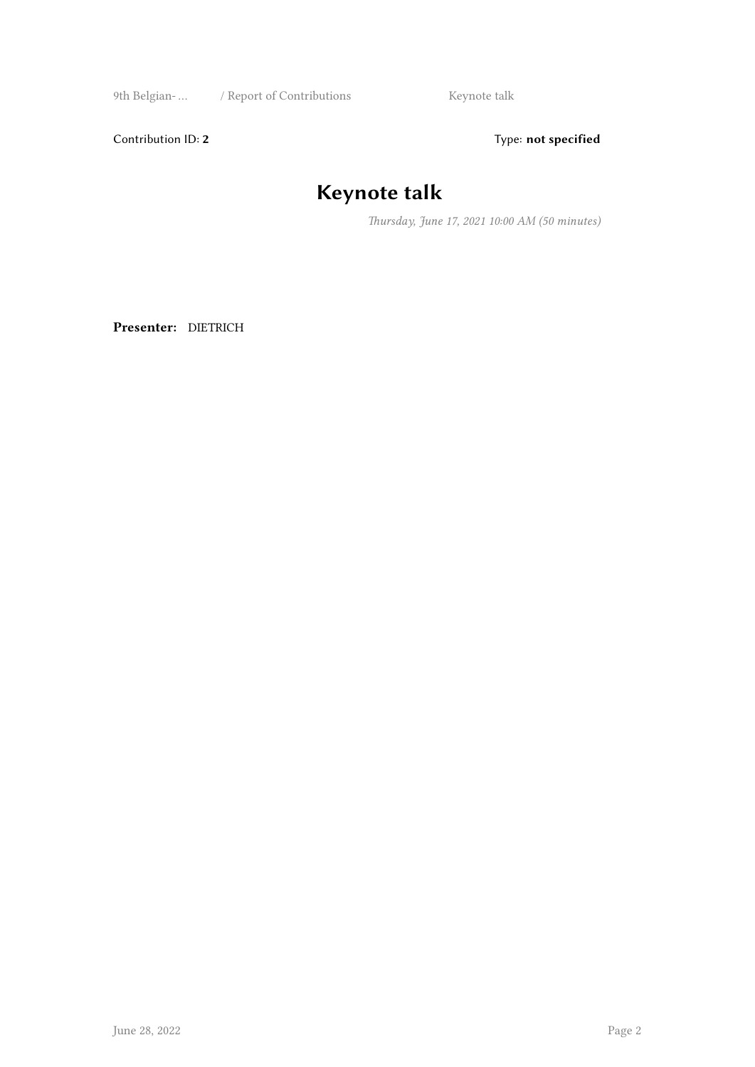Contribution ID: **2** Type: **not specified**

# Keynote talk

*Thursday, June 17, 2021 10:00 AM (50 minutes)*

**Presenter:** DIETRICH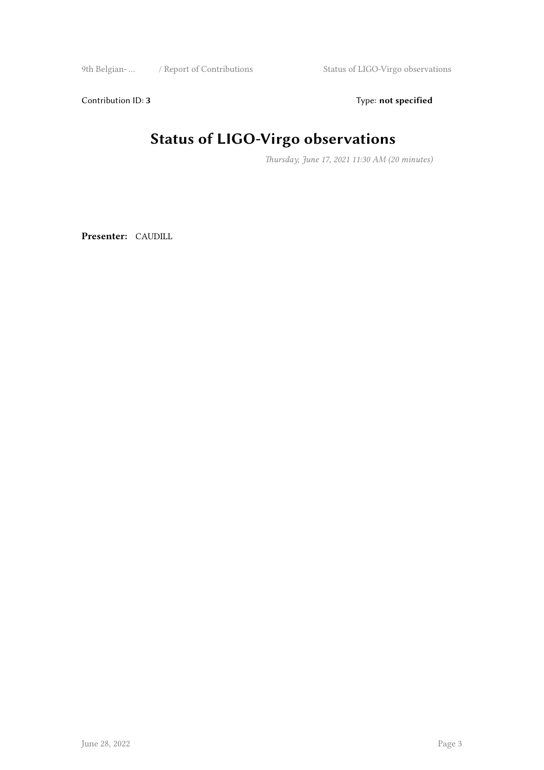Contribution ID: **3** Type: **not specified**

# Status of LIGO-Virgo observations

*Thursday, June 17, 2021 11:30 AM (20 minutes)*

**Presenter:** CAUDILL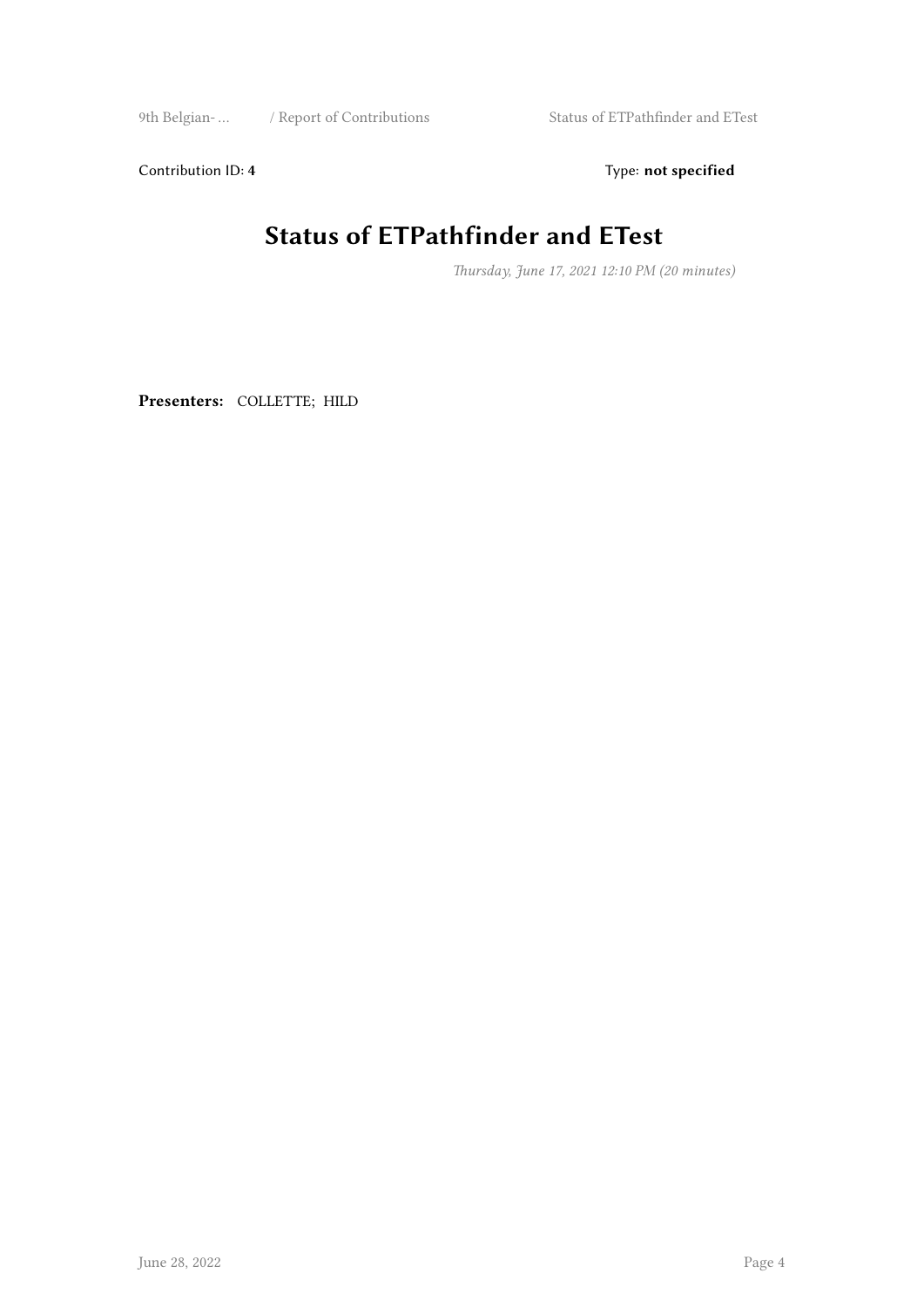Contribution ID: 4 Type: **not specified**

# Status of ETPathfinder and ETest

*Thursday, June 17, 2021 12:10 PM (20 minutes)*

**Presenters:** COLLETTE; HILD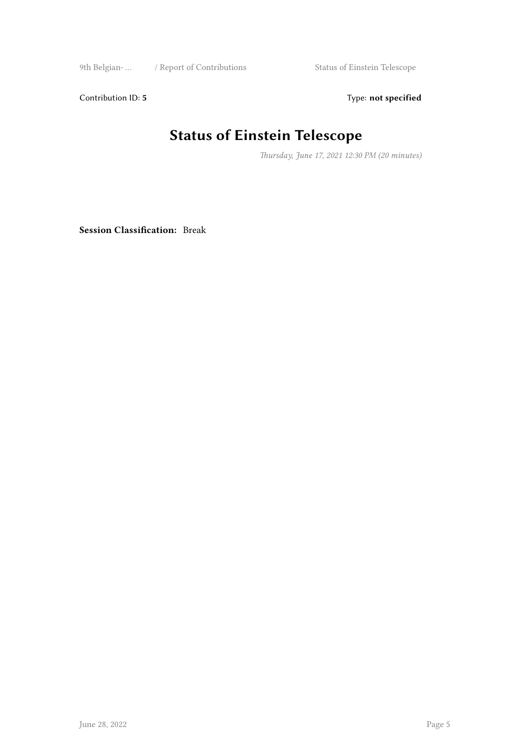Contribution ID: **5** Type: **not specified**

# Status of Einstein Telescope

*Thursday, June 17, 2021 12:30 PM (20 minutes)*

**Session Classification:** Break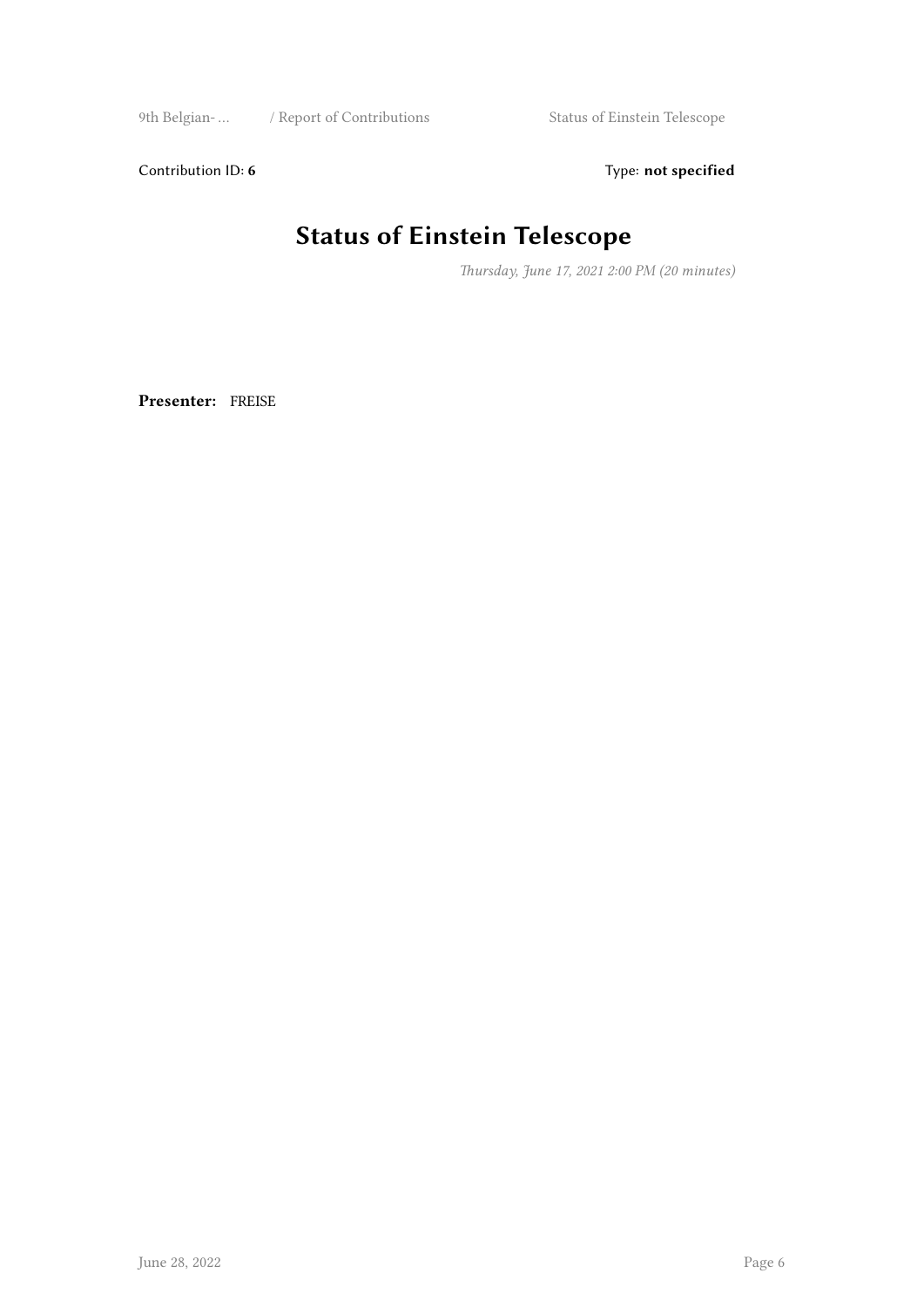Contribution ID: **6** Type: **not specified**

# Status of Einstein Telescope

*Thursday, June 17, 2021 2:00 PM (20 minutes)*

**Presenter:** FREISE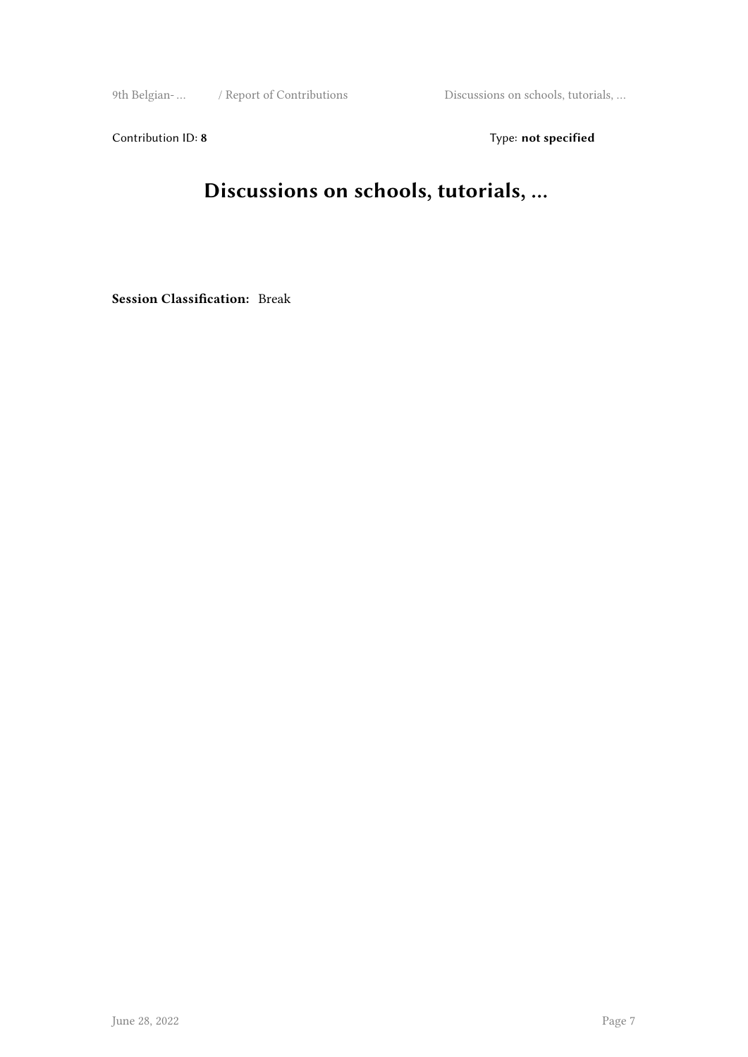Contribution ID: **8** Type: **not specified**

# Discussions on schools, tutorials, ...

**Session Classification:** Break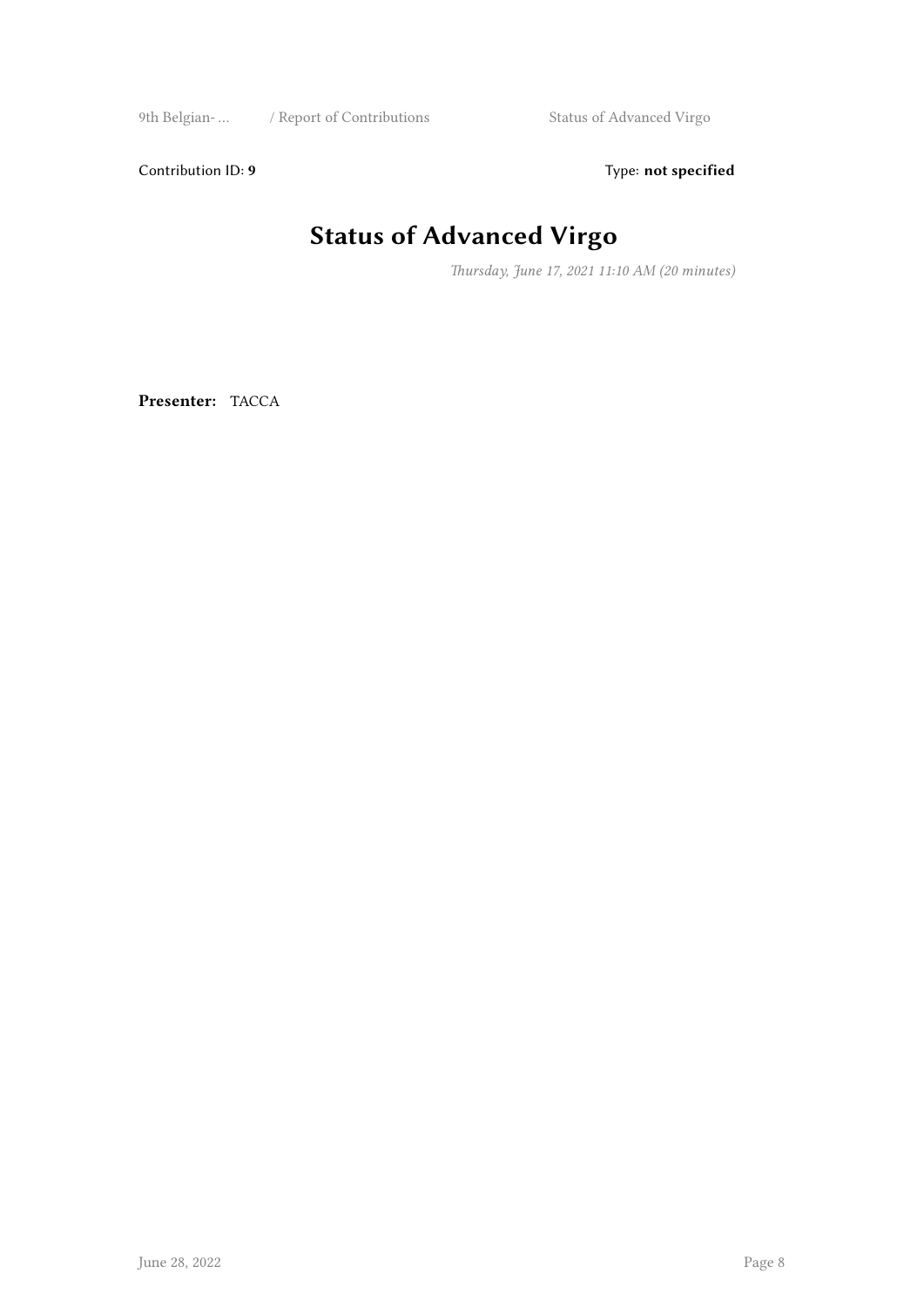Contribution ID: **9** Type: **not specified**

# Status of Advanced Virgo

*Thursday, June 17, 2021 11:10 AM (20 minutes)*

**Presenter:** TACCA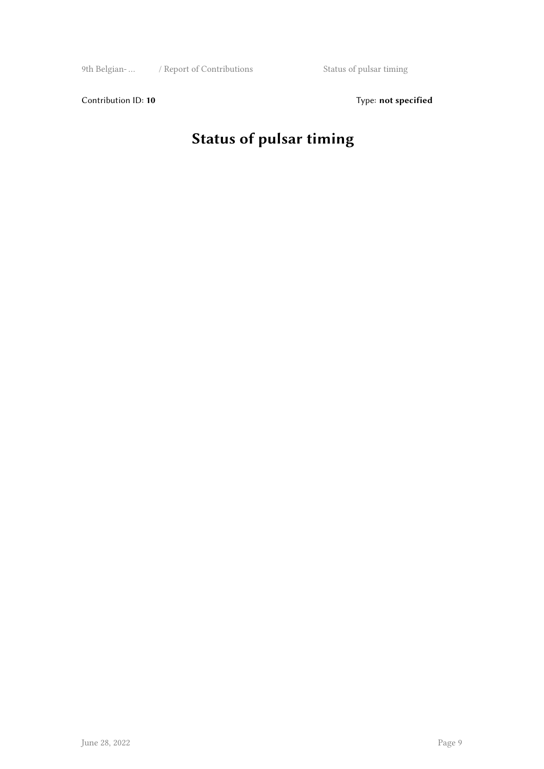Contribution ID: **10**

Type: **not specified**

# Status of pulsar timing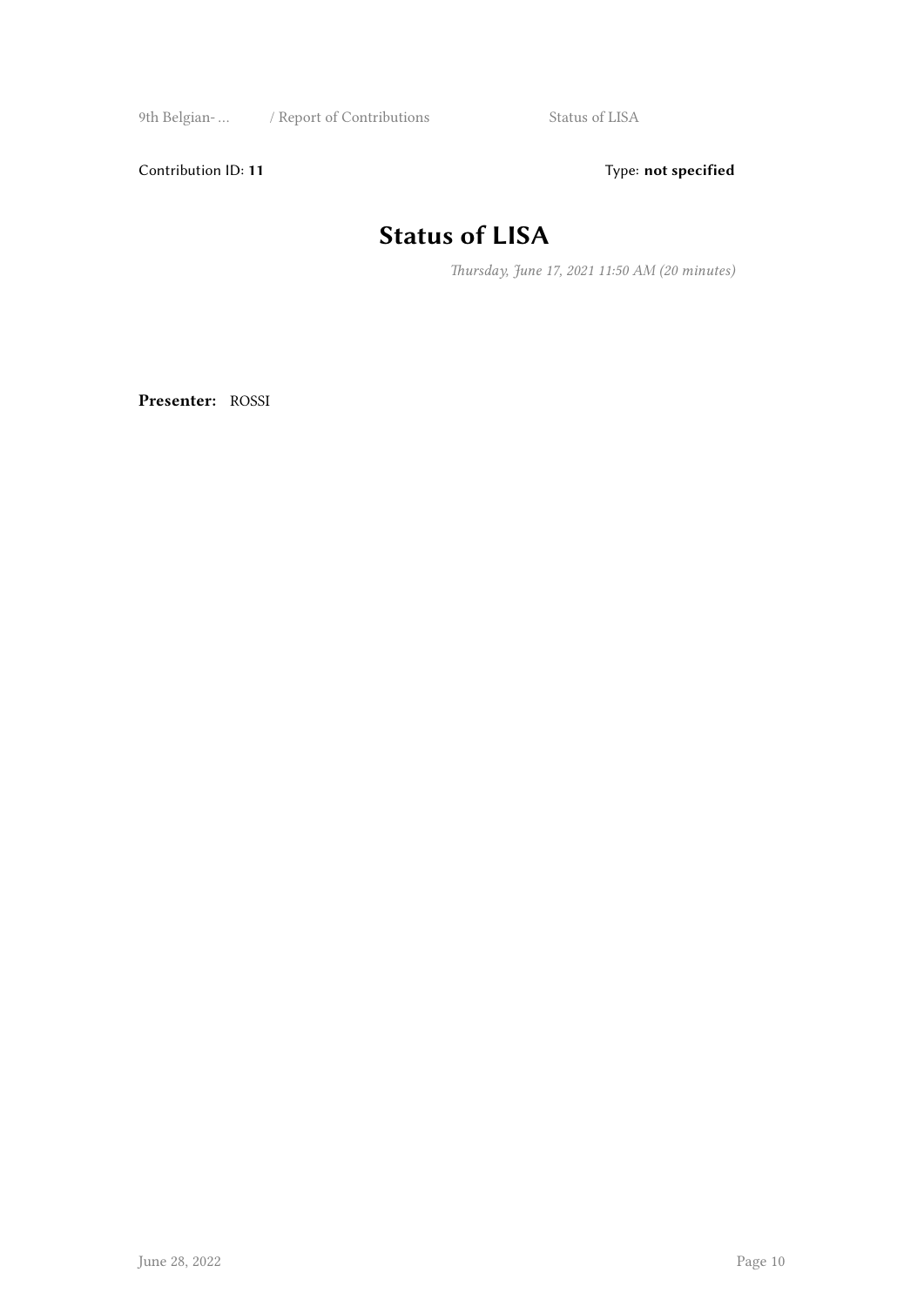Contribution ID: **11**  Type: **not specified**

# Status of LISA

*Thursday, June 17, 2021 11:50 AM (20 minutes)*

**Presenter:** ROSSI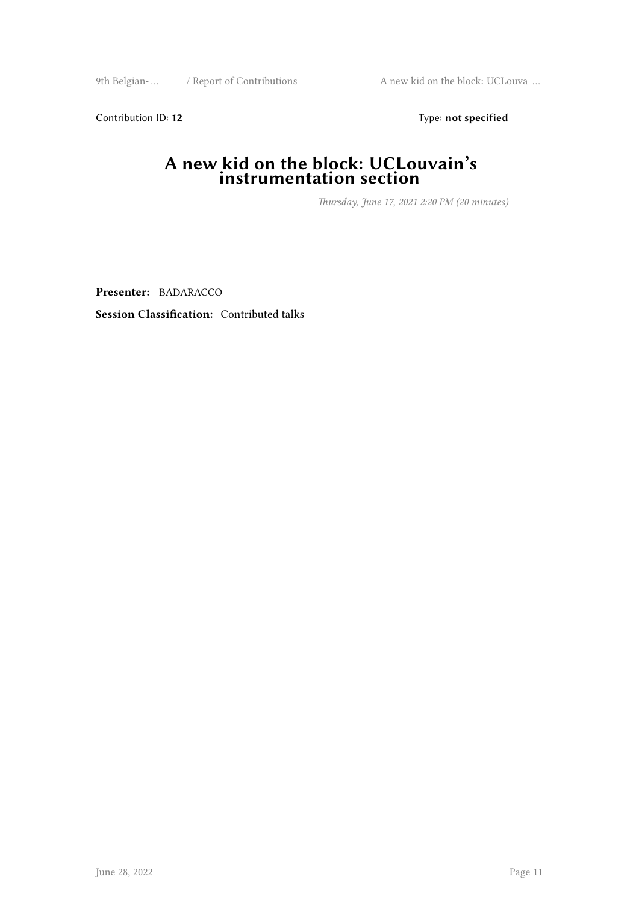Contribution ID: **12** Type: **not specified**

# A new kid on the block: UCLouvain's instrumentation section

*Thursday, June 17, 2021 2:20 PM (20 minutes)*

**Presenter:** BADARACCO

**Session Classification:** Contributed talks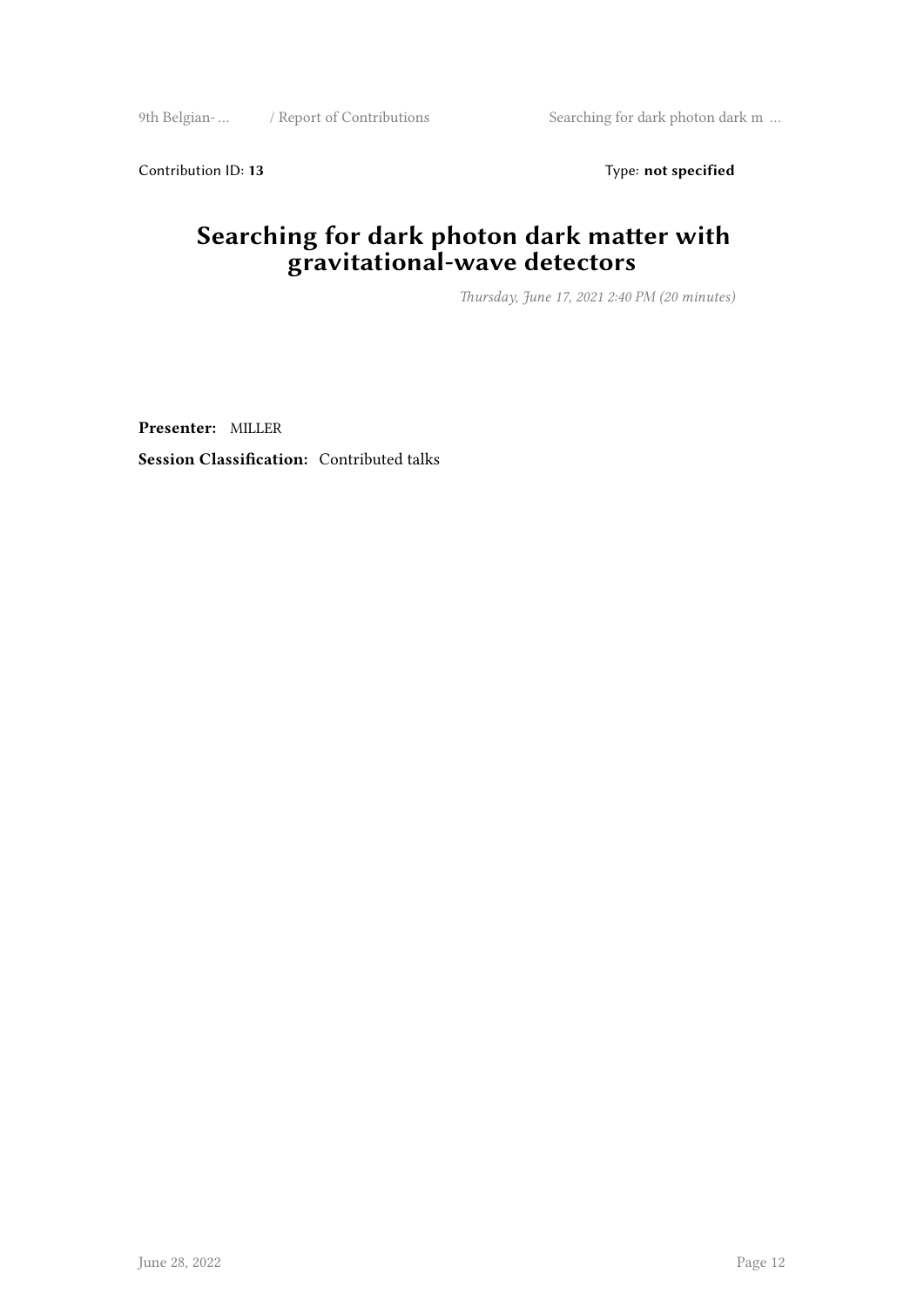Contribution ID: **13** Type: **not specified**

# Searching for dark photon dark matter with gravitational-wave detectors

*Thursday, June 17, 2021 2:40 PM (20 minutes)*

**Presenter:** MILLER

**Session Classification:** Contributed talks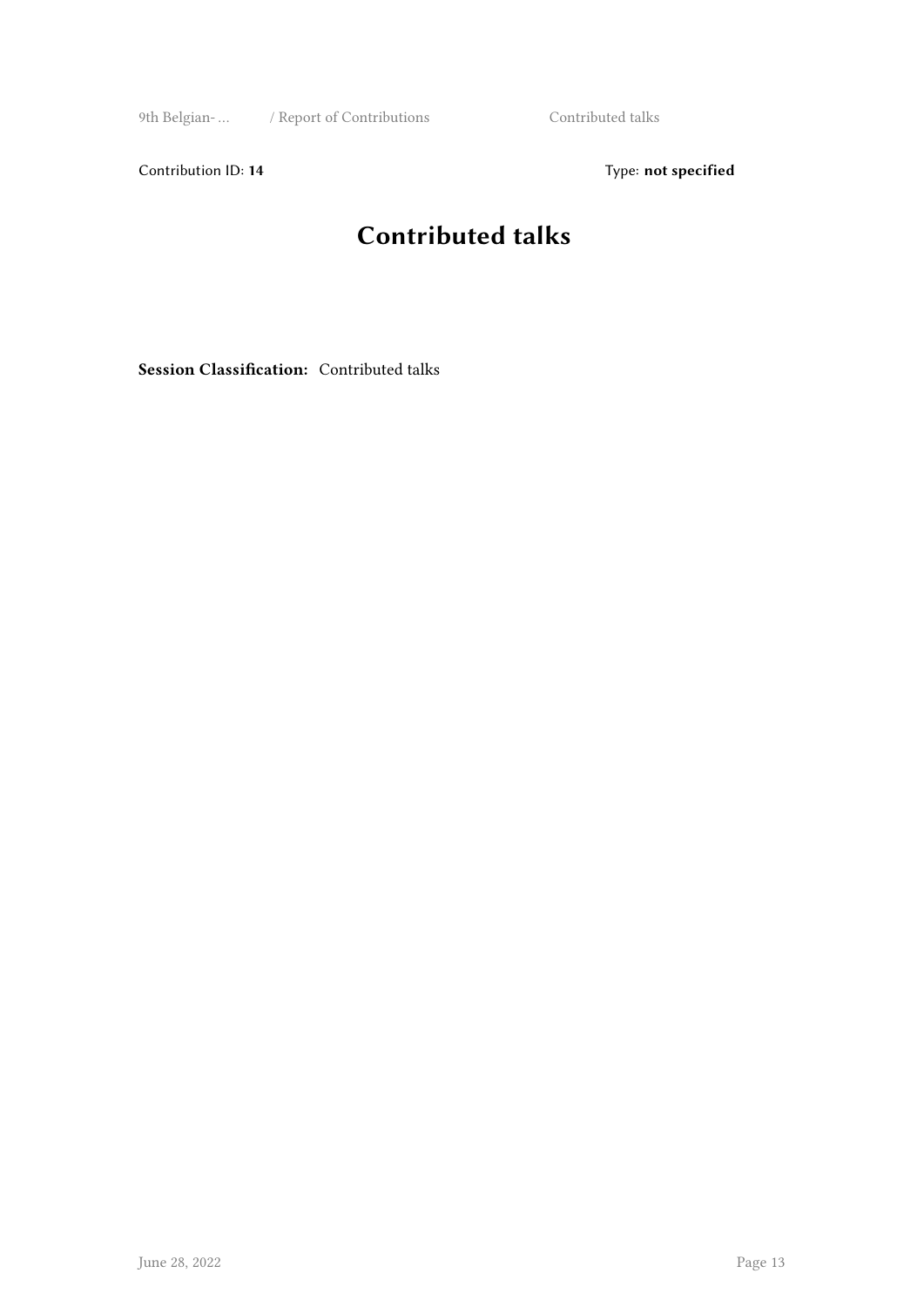Contribution ID: **14** Type: **not specified**

# Contributed talks

**Session Classification:** Contributed talks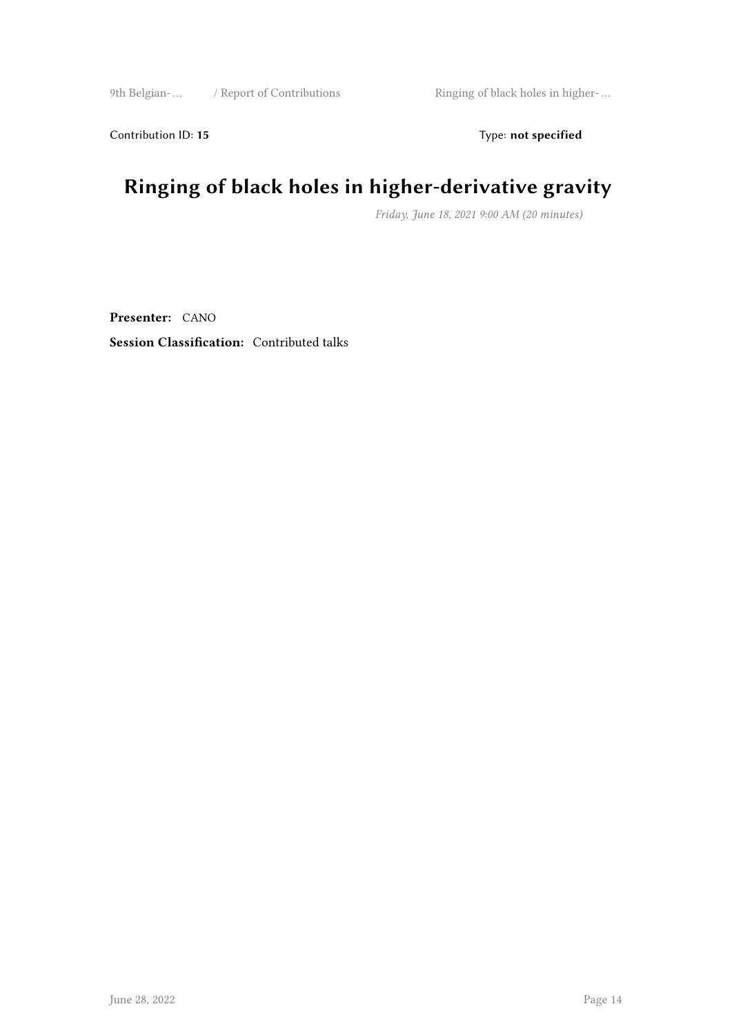Contribution ID: **15** Type: **not specified**

# Ringing of black holes in higher-derivative gravity

*Friday, June 18, 2021 9:00 AM (20 minutes)*

**Presenter:** CANO

**Session Classification:** Contributed talks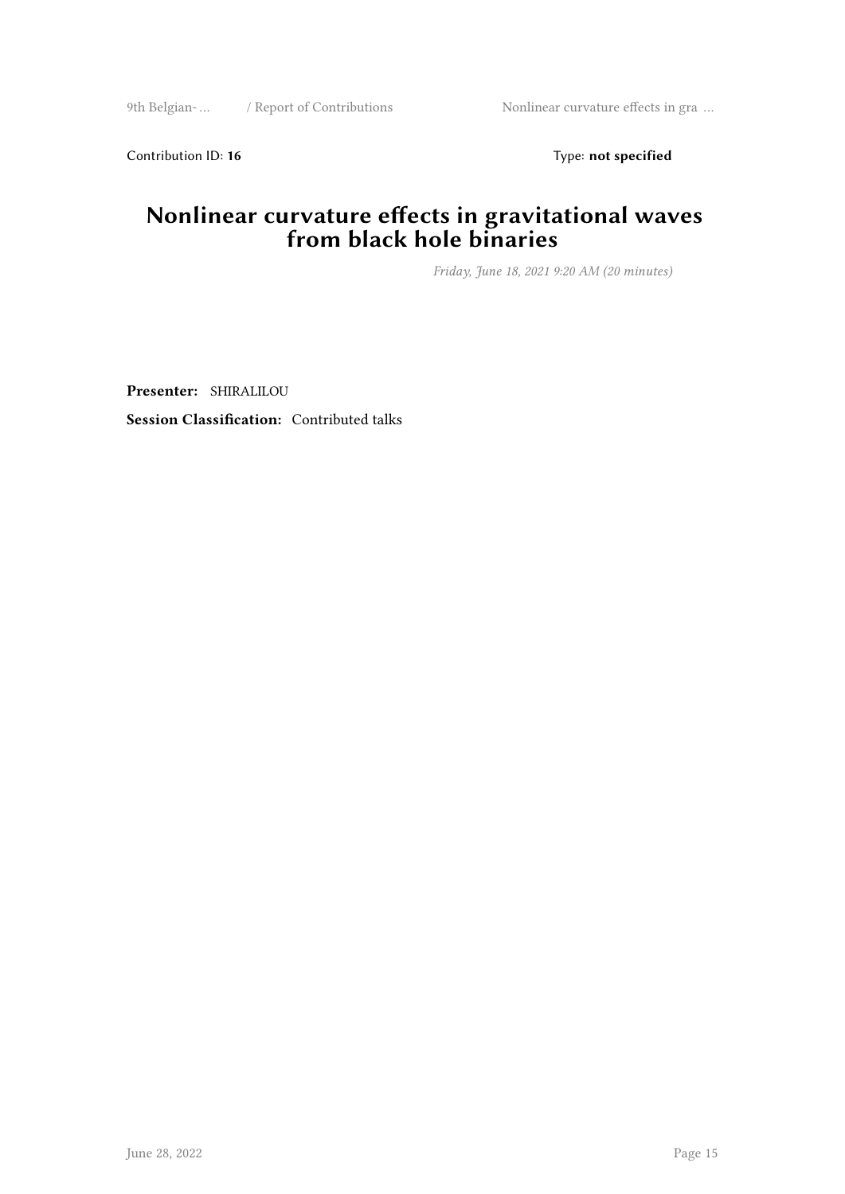Contribution ID: **16** Type: **not specified**

# Nonlinear curvature effects in gravitational waves from black hole binaries

*Friday, June 18, 2021 9:20 AM (20 minutes)*

**Presenter:** SHIRALILOU

**Session Classification:** Contributed talks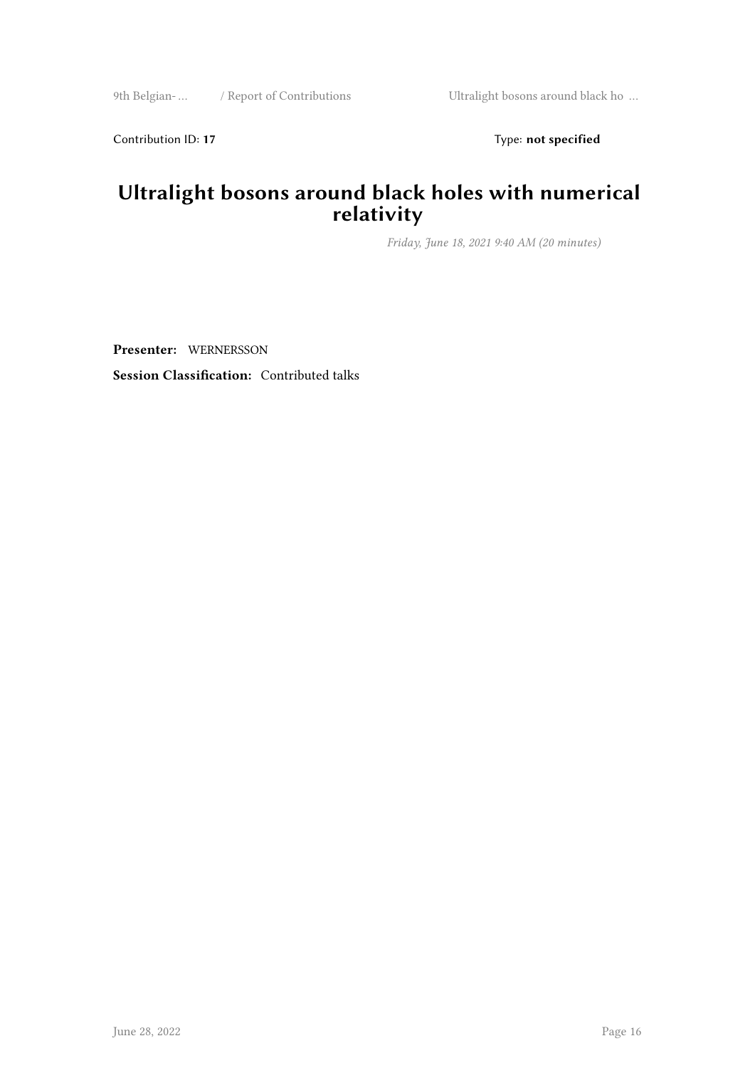Contribution ID: **17** Type: **not specified**

# Ultralight bosons around black holes with numerical relativity

*Friday, June 18, 2021 9:40 AM (20 minutes)*

**Presenter:** WERNERSSON

**Session Classification:** Contributed talks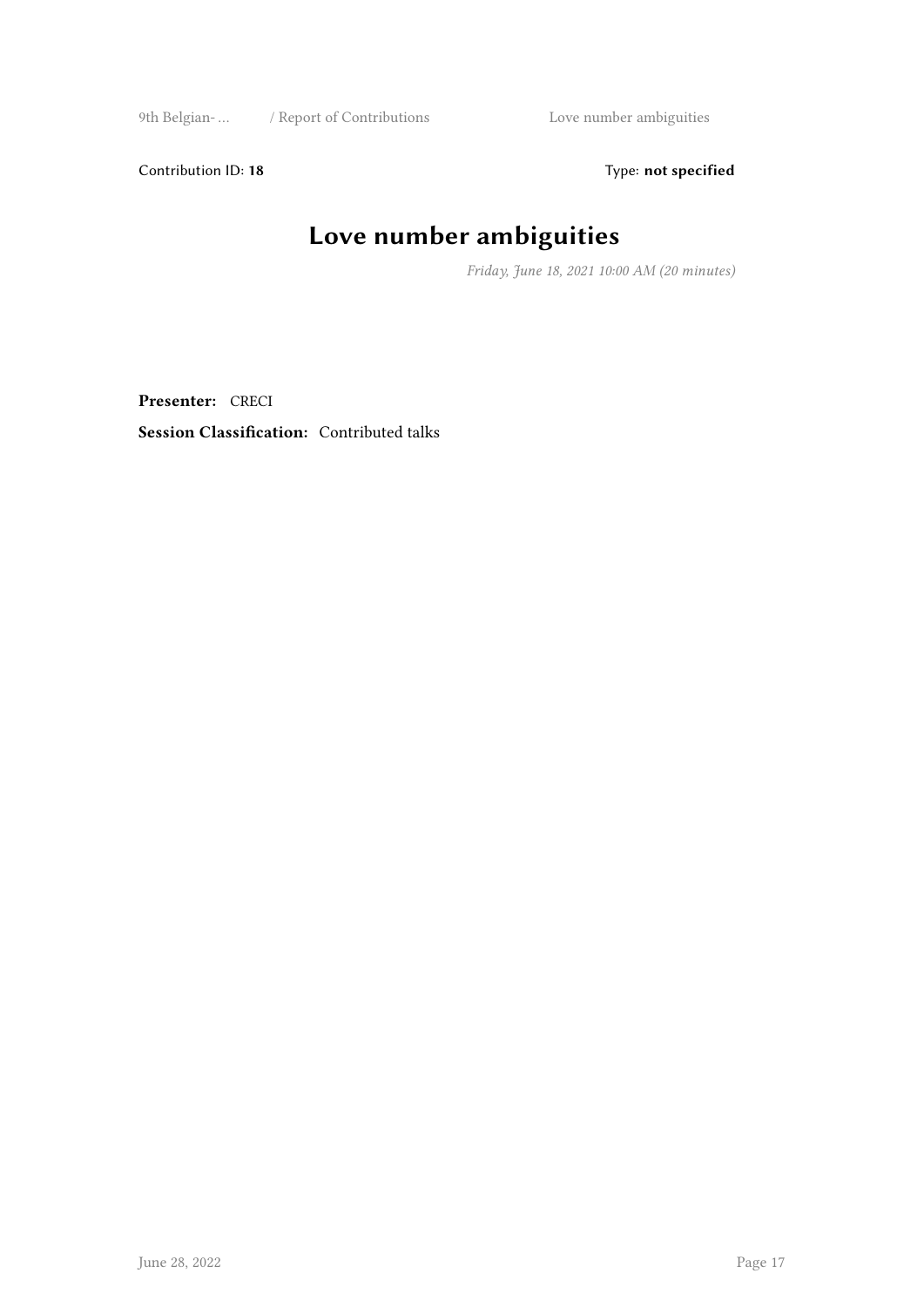Contribution ID: **18** Type: **not specified**

# Love number ambiguities

*Friday, June 18, 2021 10:00 AM (20 minutes)*

**Presenter:** CRECI

**Session Classification:** Contributed talks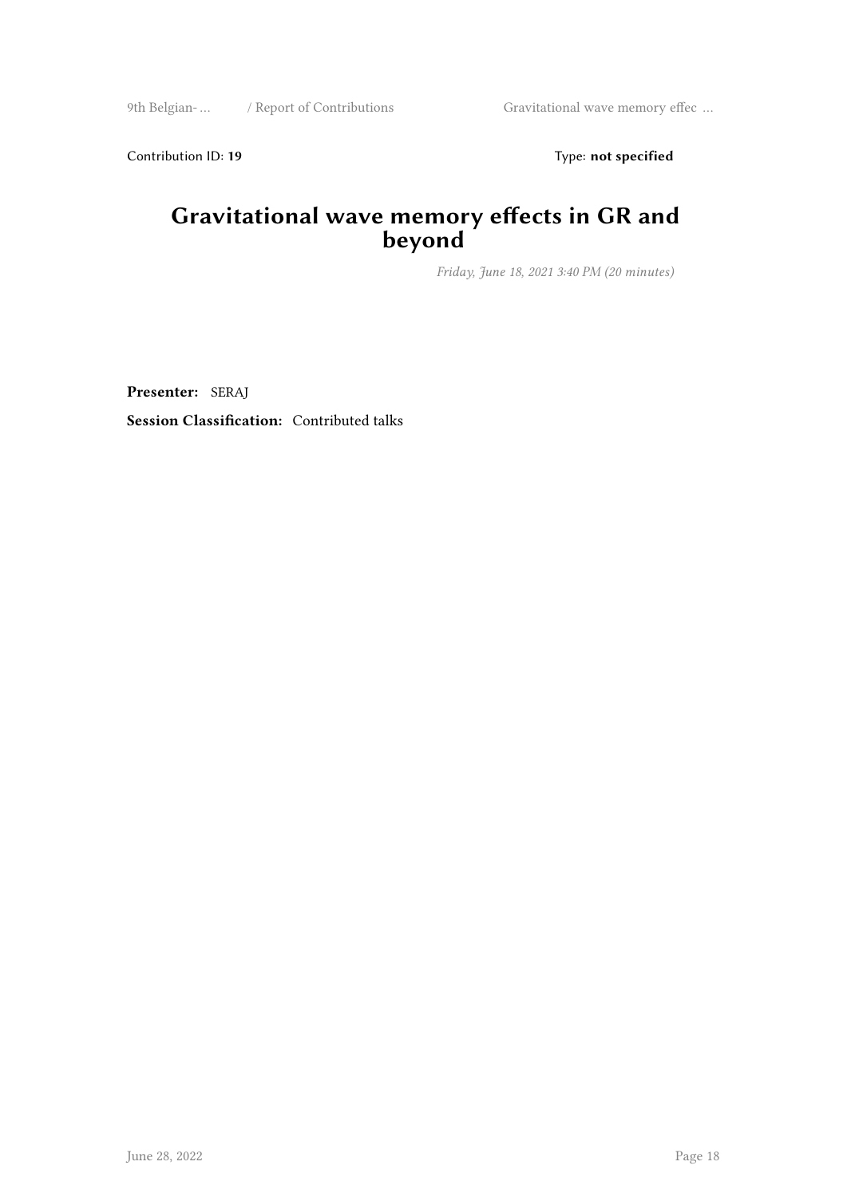Contribution ID: **19** Type: **not specified**

# Gravitational wave memory effects in GR and beyond

*Friday, June 18, 2021 3:40 PM (20 minutes)*

**Presenter:** SERAJ

**Session Classification:** Contributed talks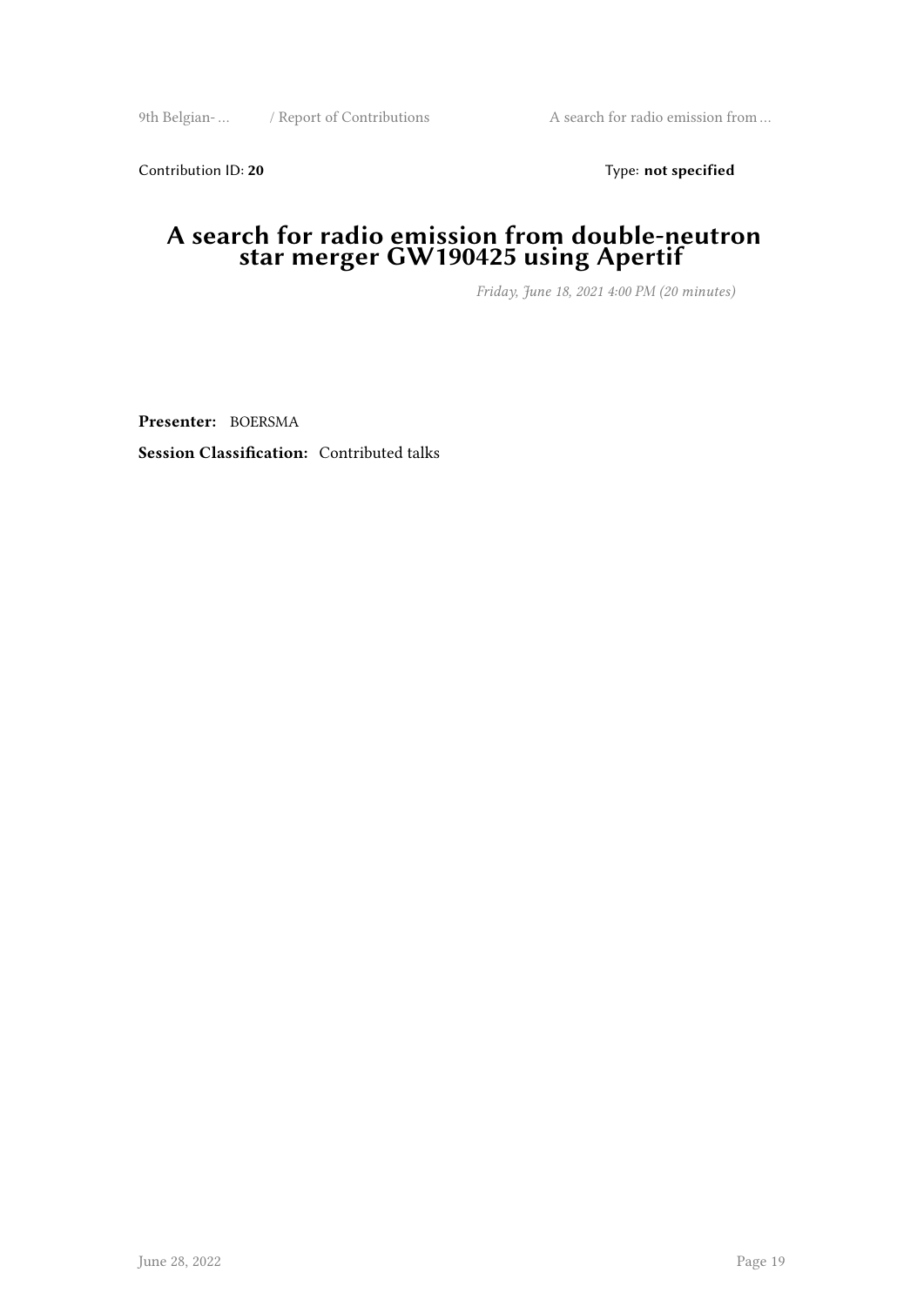Contribution ID: **20** Type: **not specified**

# A search for radio emission from double-neutron star merger GW190425 using Apertif

*Friday, June 18, 2021 4:00 PM (20 minutes)*

**Presenter:** BOERSMA

**Session Classification:** Contributed talks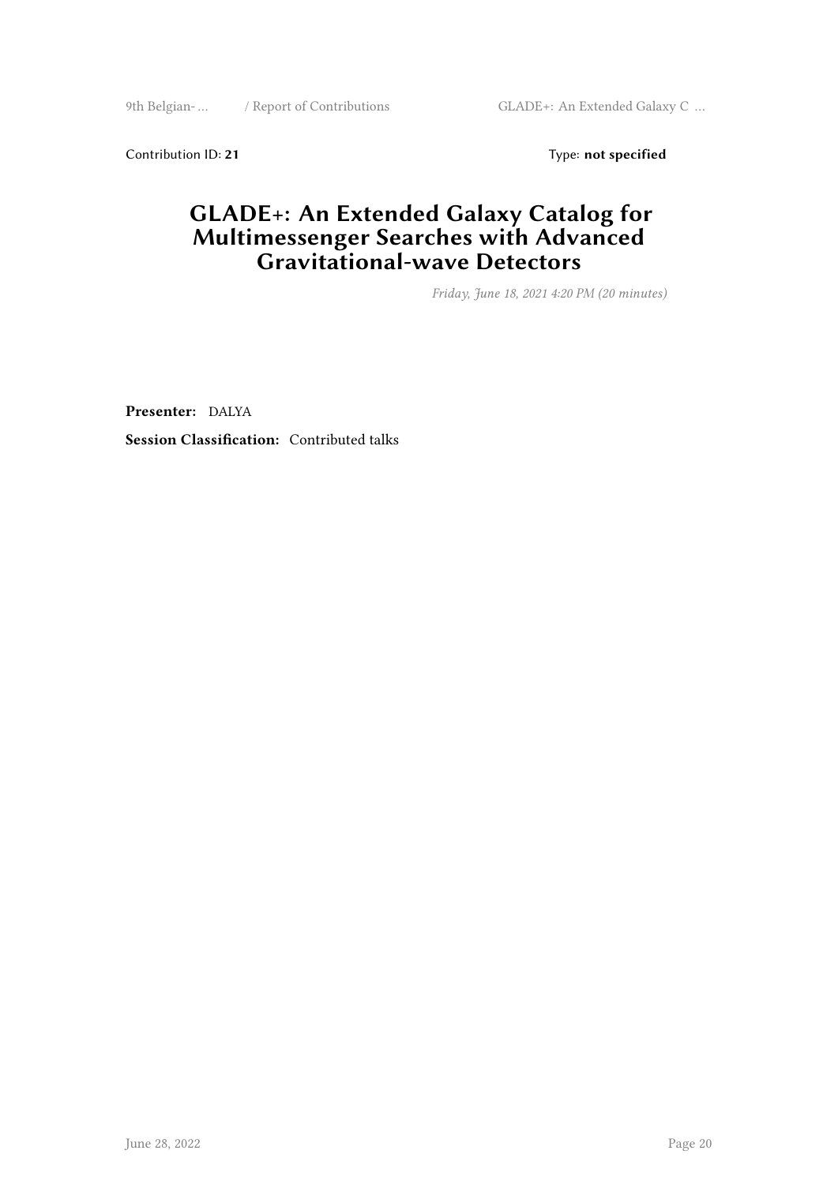Contribution ID: **21** Type: **not specified**

# GLADE+: An Extended Galaxy Catalog for Multimessenger Searches with Advanced Gravitational-wave Detectors

*Friday, June 18, 2021 4:20 PM (20 minutes)*

**Presenter:** DALYA

**Session Classification:** Contributed talks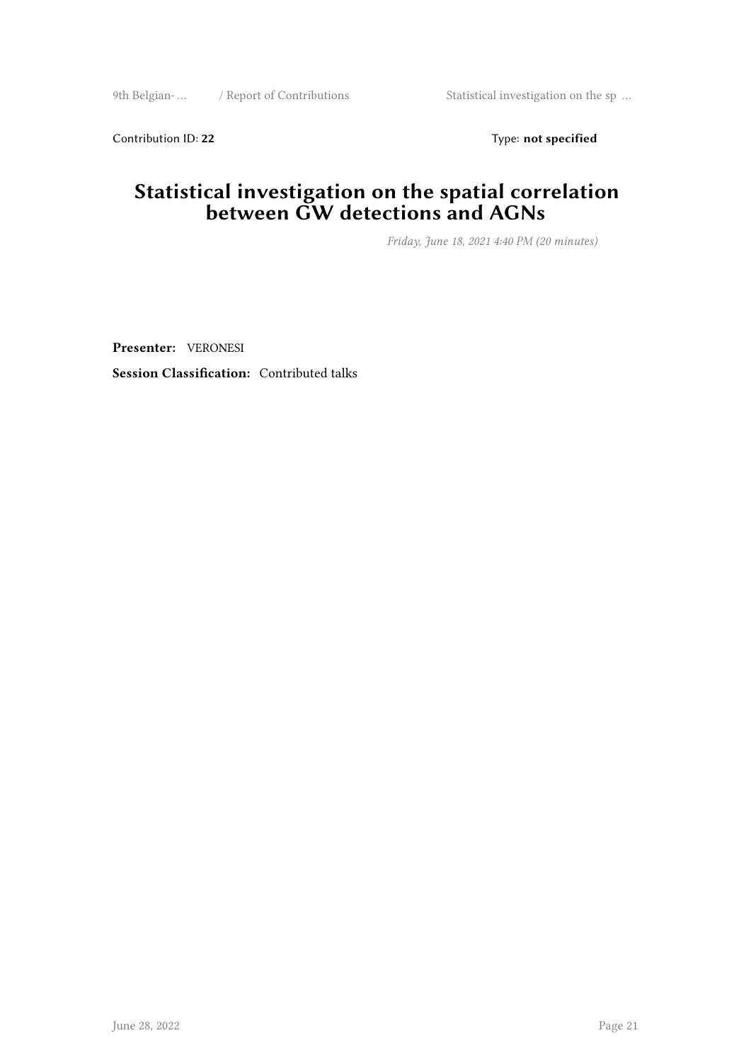Contribution ID: **22** Type: **not specified**

# Statistical investigation on the spatial correlation between GW detections and AGNs

*Friday, June 18, 2021 4:40 PM (20 minutes)*

**Presenter:** VERONESI

**Session Classification:** Contributed talks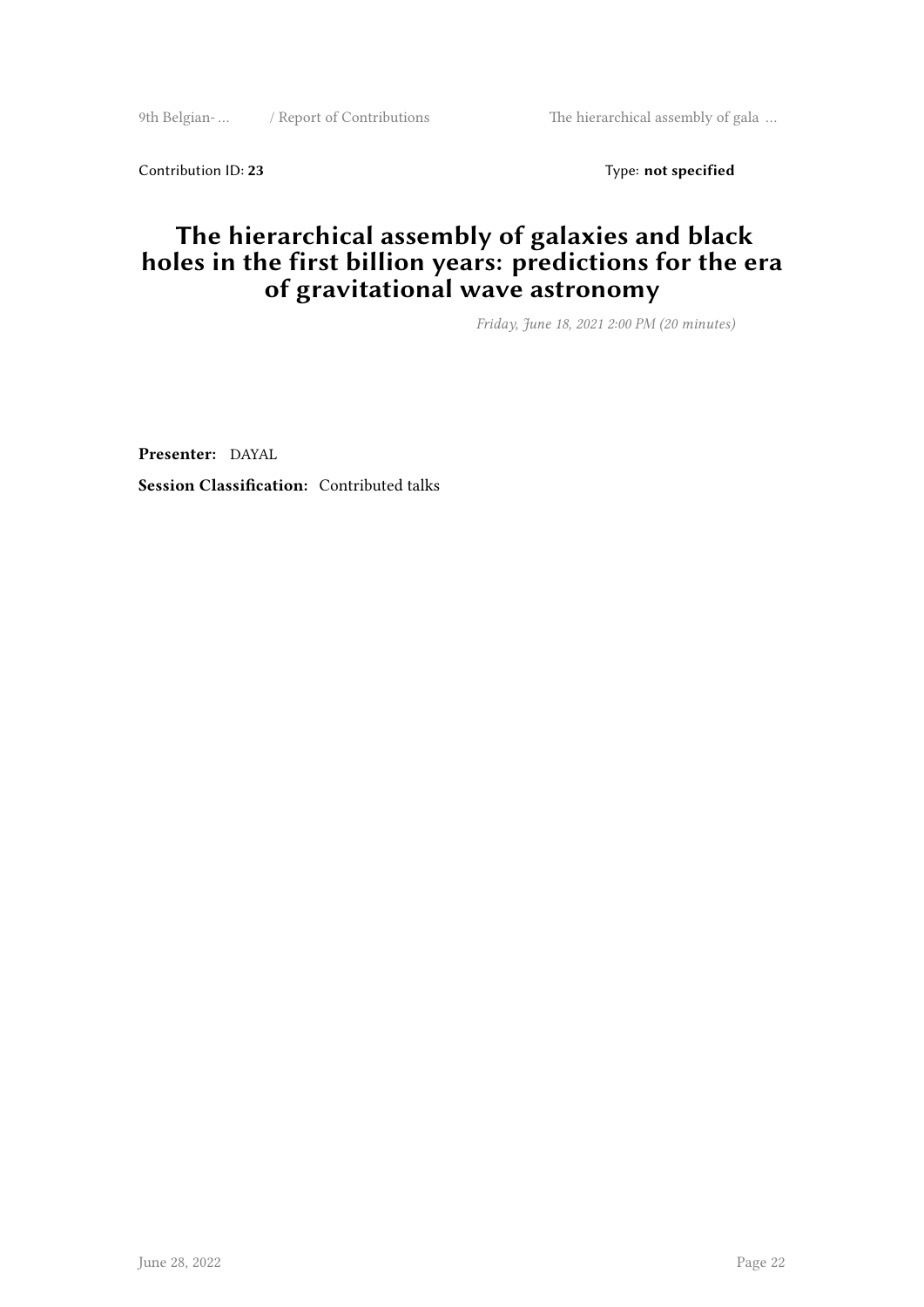Contribution ID: **23** Type: **not specified**

# The hierarchical assembly of galaxies and black holes in the first billion years: predictions for the era of gravitational wave astronomy

*Friday, June 18, 2021 2:00 PM (20 minutes)*

**Presenter:** DAYAL

**Session Classification:** Contributed talks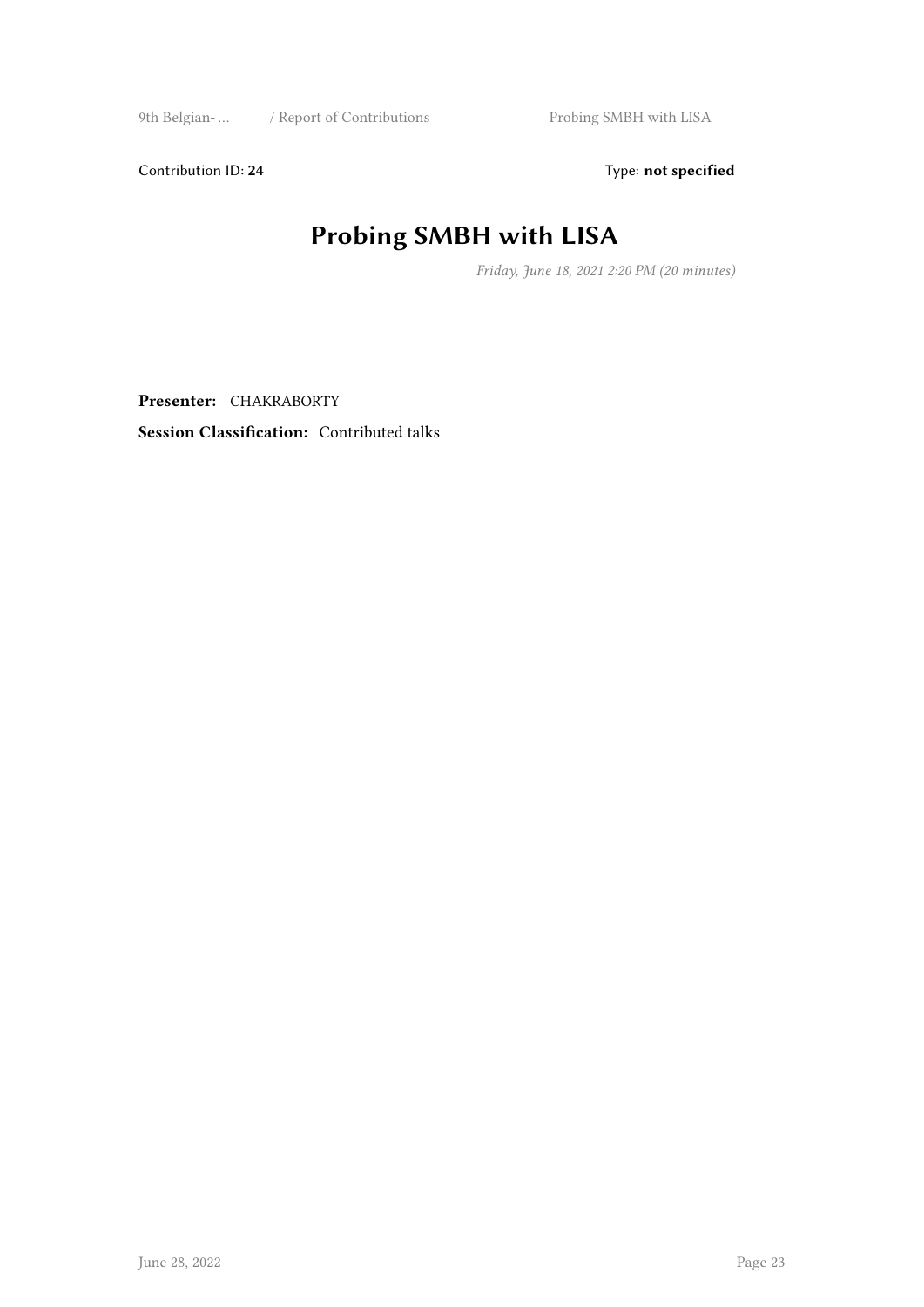Contribution ID: **24** Type: **not specified**

# Probing SMBH with LISA

*Friday, June 18, 2021 2:20 PM (20 minutes)*

**Presenter:** CHAKRABORTY

**Session Classification:** Contributed talks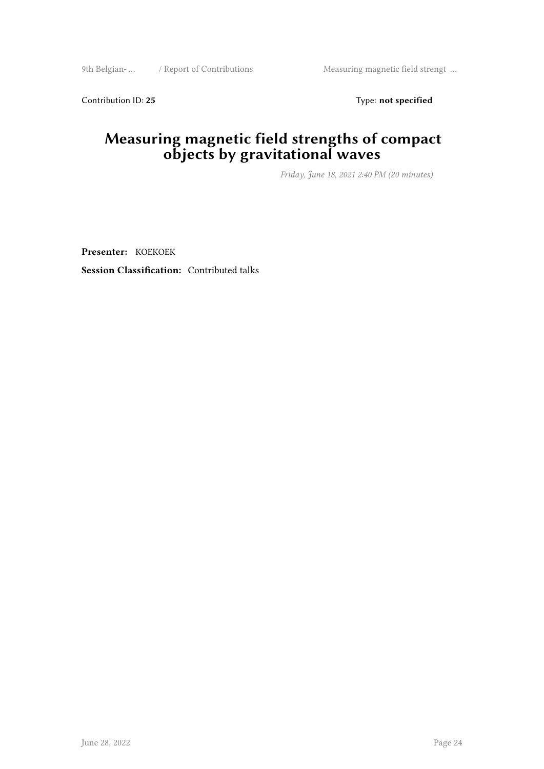Contribution ID: **25** Type: **not specified**

# Measuring magnetic field strengths of compact objects by gravitational waves

*Friday, June 18, 2021 2:40 PM (20 minutes)*

**Presenter:** KOEKOEK

**Session Classification:** Contributed talks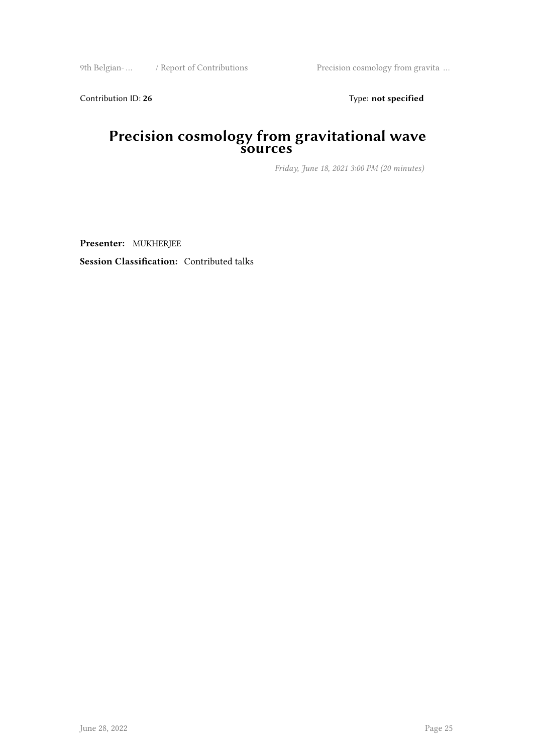Contribution ID: **26** Type: **not specified**

# Precision cosmology from gravitational wave sources

*Friday, June 18, 2021 3:00 PM (20 minutes)*

**Presenter:** MUKHERJEE

**Session Classification:** Contributed talks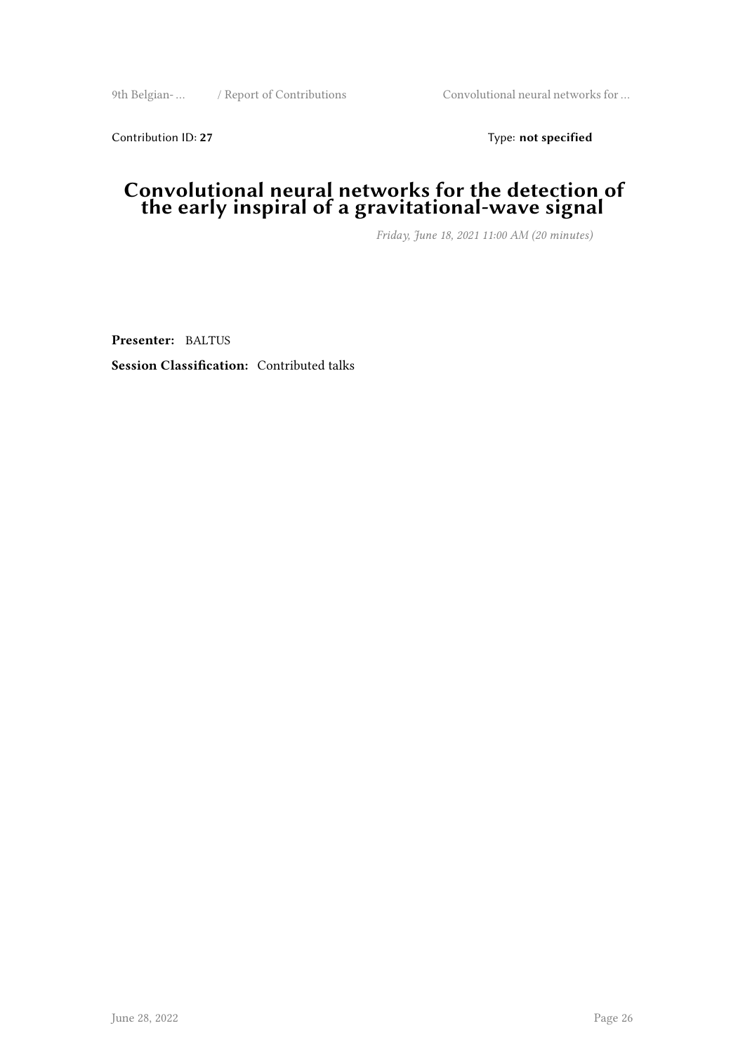Contribution ID: **27** Type: **not specified**

# Convolutional neural networks for the detection of the early inspiral of a gravitational-wave signal

*Friday, June 18, 2021 11:00 AM (20 minutes)*

**Presenter:** BALTUS

**Session Classification:** Contributed talks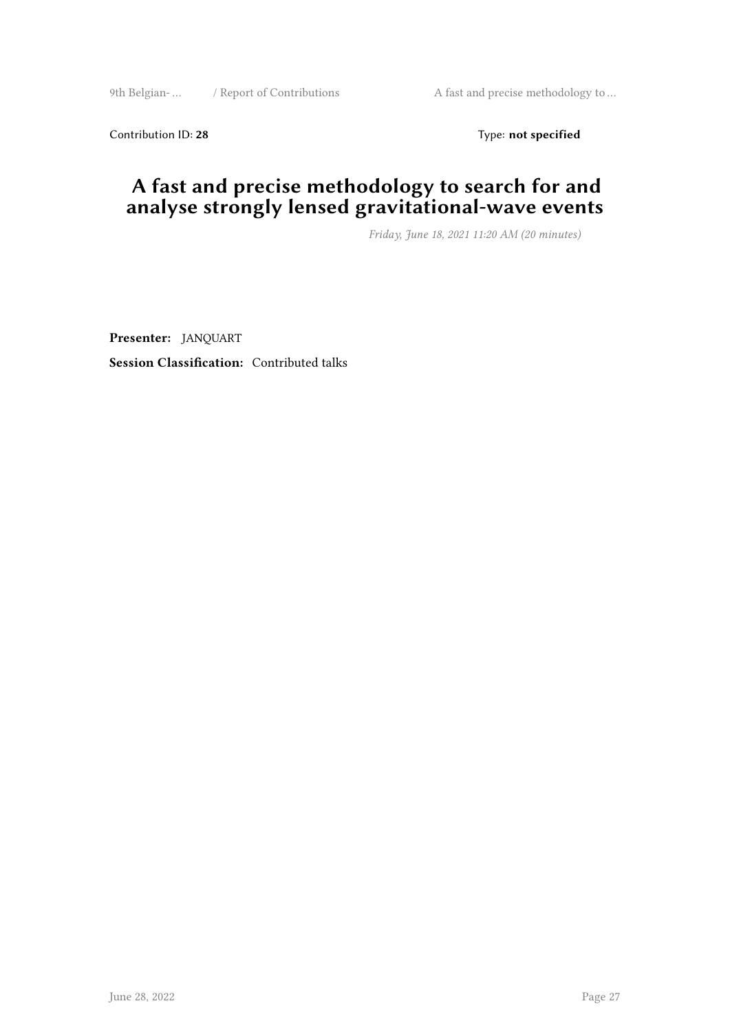Contribution ID: **28** Type: **not specified**

# A fast and precise methodology to search for and analyse strongly lensed gravitational-wave events

*Friday, June 18, 2021 11:20 AM (20 minutes)*

**Presenter:** JANQUART

**Session Classification:** Contributed talks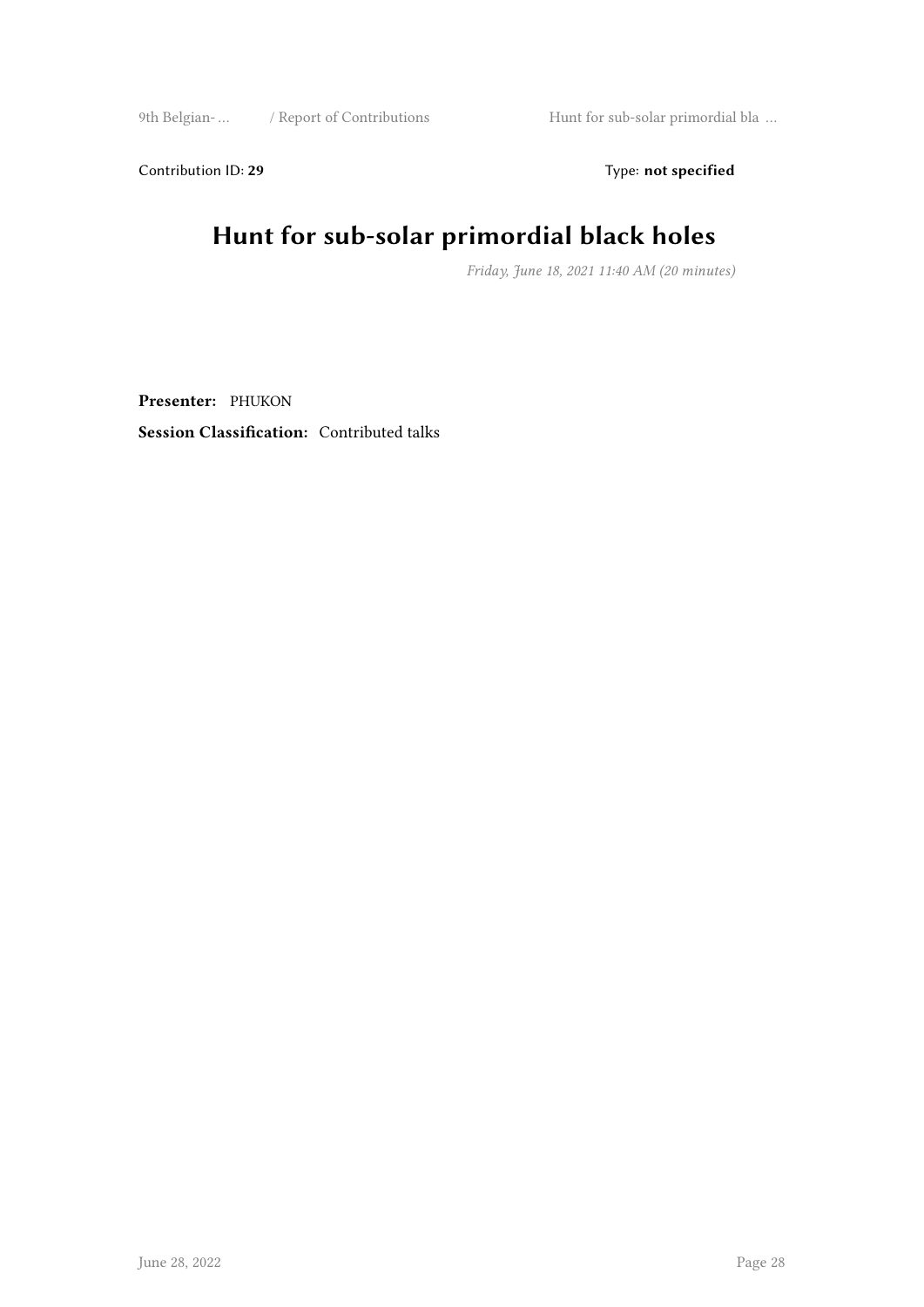Contribution ID: **29** Type: **not specified**

# Hunt for sub-solar primordial black holes

*Friday, June 18, 2021 11:40 AM (20 minutes)*

**Presenter:** PHUKON

**Session Classification:** Contributed talks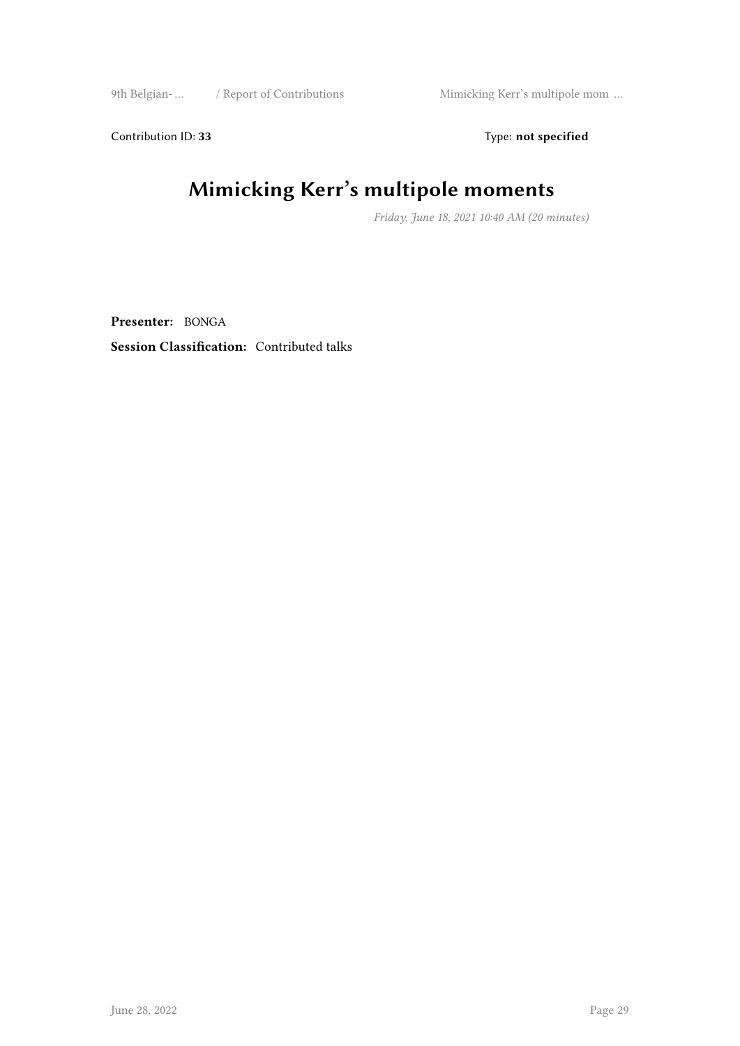Contribution ID: **33** Type: **not specified**

# Mimicking Kerr's multipole moments

*Friday, June 18, 2021 10:40 AM (20 minutes)*

**Presenter:** BONGA

**Session Classification:** Contributed talks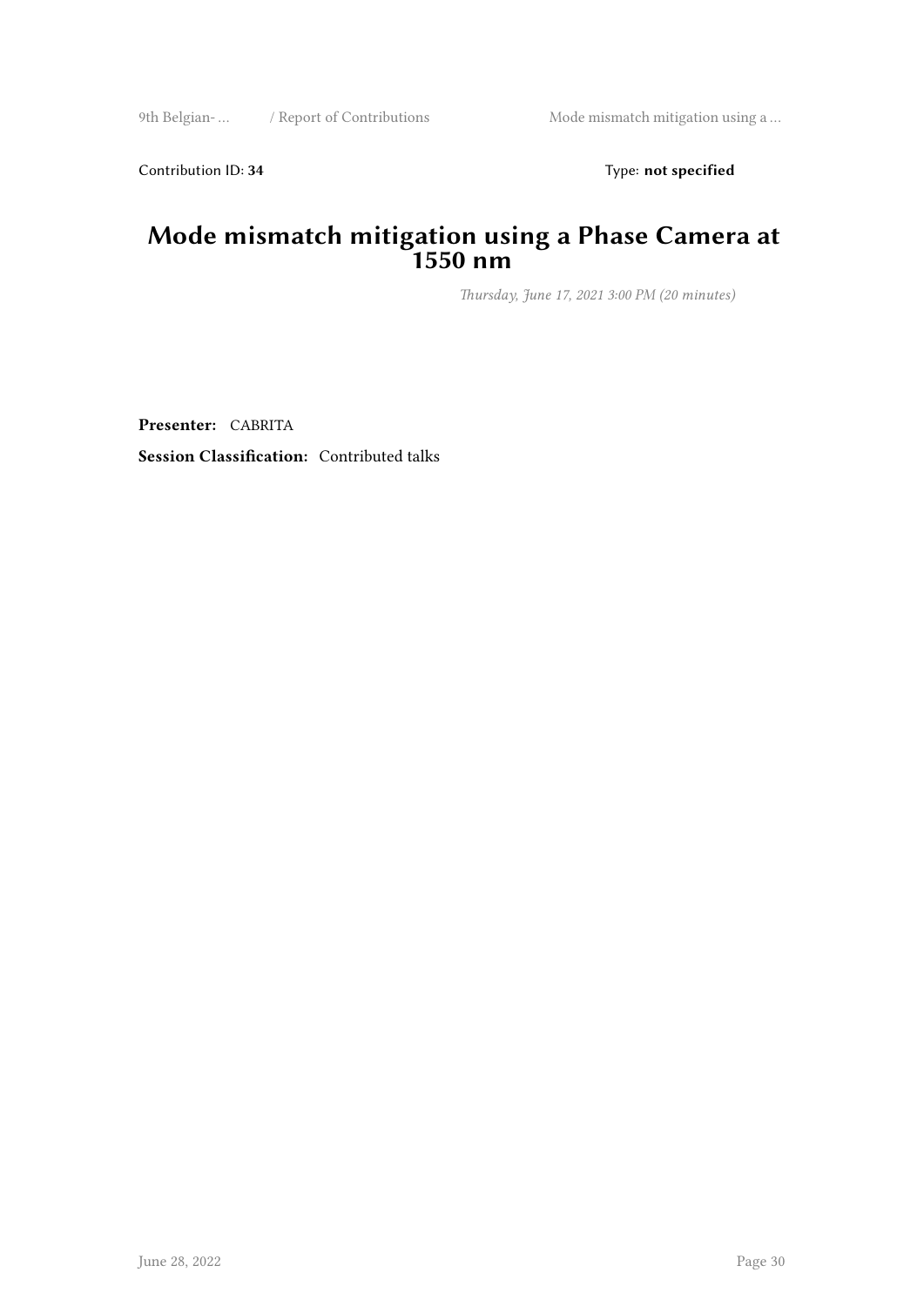Contribution ID: **34** Type: **not specified**

# Mode mismatch mitigation using a Phase Camera at 1550 nm

*Thursday, June 17, 2021 3:00 PM (20 minutes)*

**Presenter:** CABRITA

**Session Classification:** Contributed talks